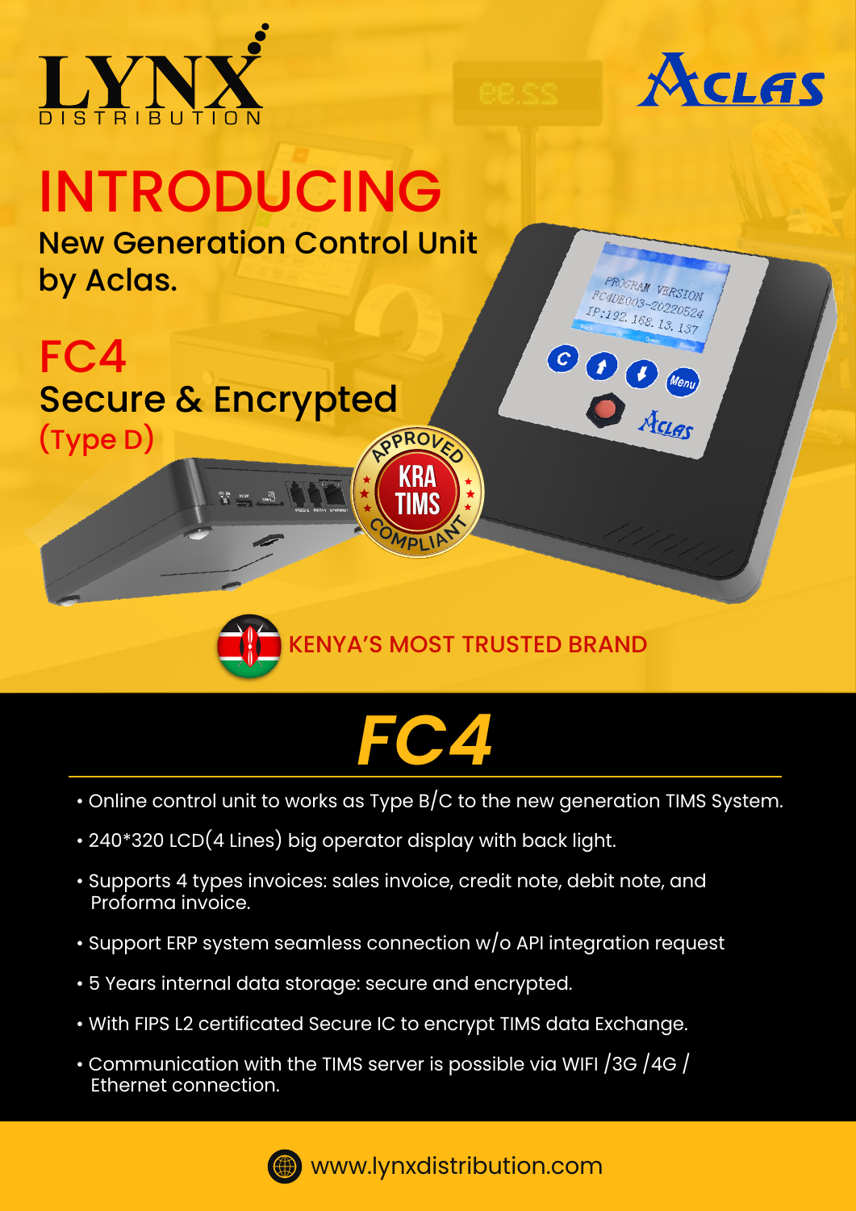LYNX DISTRIBUTION

ACLAS

# INTRODUCING

New Generation Control Unit by Aclas.

## FC4

Secure & Encrypted (Type D)

APPROVED KRA TIMS COMPLIANT

KENYA'S MOST TRUSTED BRAND

# FC4

- Online control unit to works as Type B/C to the new generation TIMS System.
- 240*320 LCD(4 Lines) big operator display with back light.
- Supports 4 types invoices: sales invoice, credit note, debit note, and Proforma invoice.
- Support ERP system seamless connection w/o API integration request
- 5 Years internal data storage: secure and encrypted.
- With FIPS L2 certificated Secure IC to encrypt TIMS data Exchange.
- Communication with the TIMS server is possible via WIFI /3G /4G / Ethernet connection.

www.lynxdistribution.com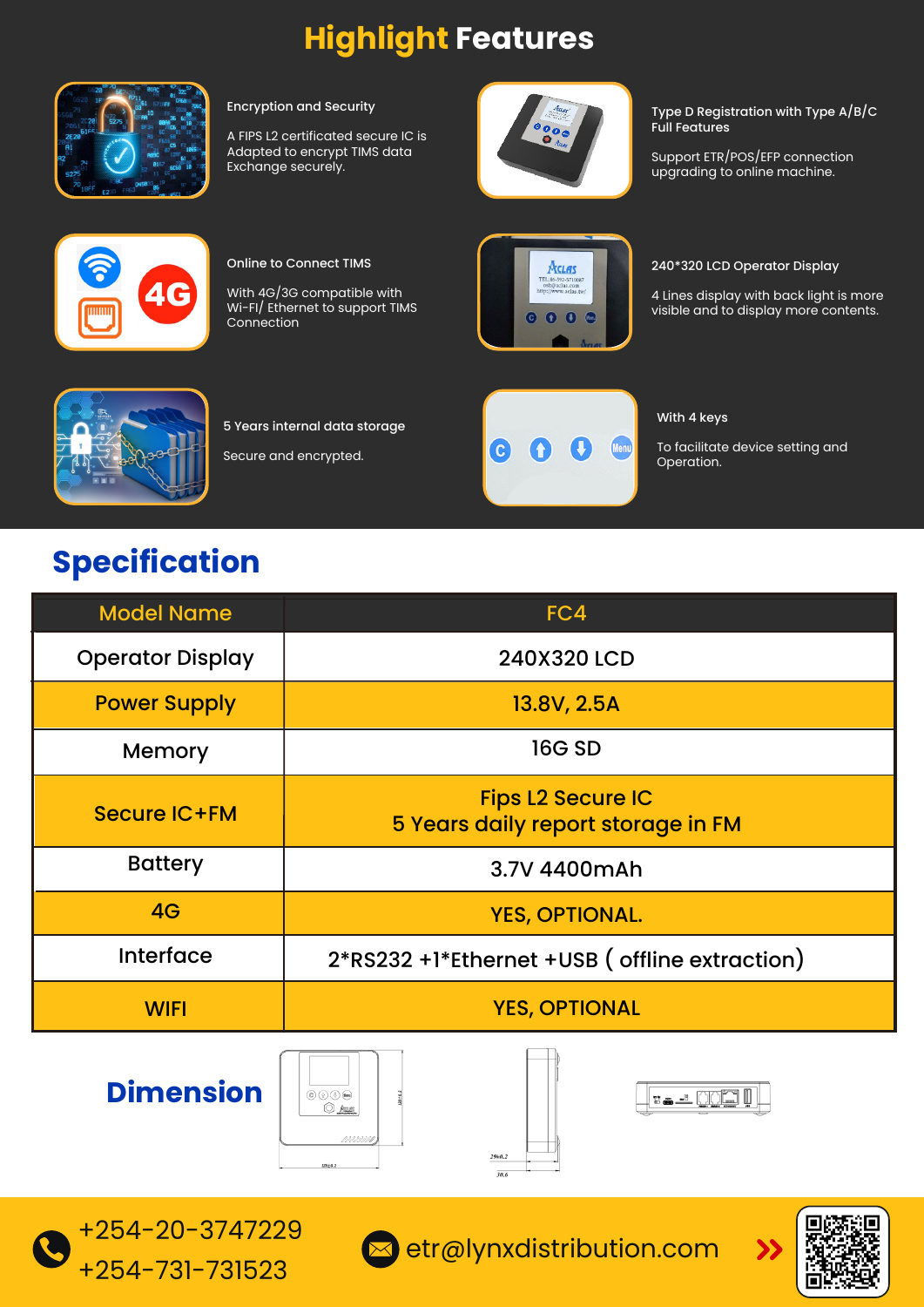# Highlight Features

**Encryption and Security**

A FIPS L2 certificated secure IC is Adapted to encrypt TIMS data Exchange securely.

**Type D Registration with Type A/B/C Full Features**

Support ETR/POS/EFP connection upgrading to online machine.

**Online to Connect TIMS**

With 4G/3G compatible with Wi-FI/ Ethernet to support TIMS Connection

**240*320 LCD Operator Display**

4 Lines display with back light is more visible and to display more contents.

**5 Years internal data storage**

Secure and encrypted.

**With 4 keys**

To facilitate device setting and Operation.

## Specification

| Model Name | FC4 |
|---|---|
| Operator Display | 240X320 LCD |
| Power Supply | 13.8V, 2.5A |
| Memory | 16G SD |
| Secure IC+FM | Fips L2 Secure IC<br>5 Years daily report storage in FM |
| Battery | 3.7V 4400mAh |
| 4G | YES, OPTIONAL. |
| Interface | 2*RS232 +1*Ethernet +USB ( offline extraction) |
| WIFI | YES, OPTIONAL |

## Dimension

+254-20-3747229
+254-731-731523

etr@lynxdistribution.com